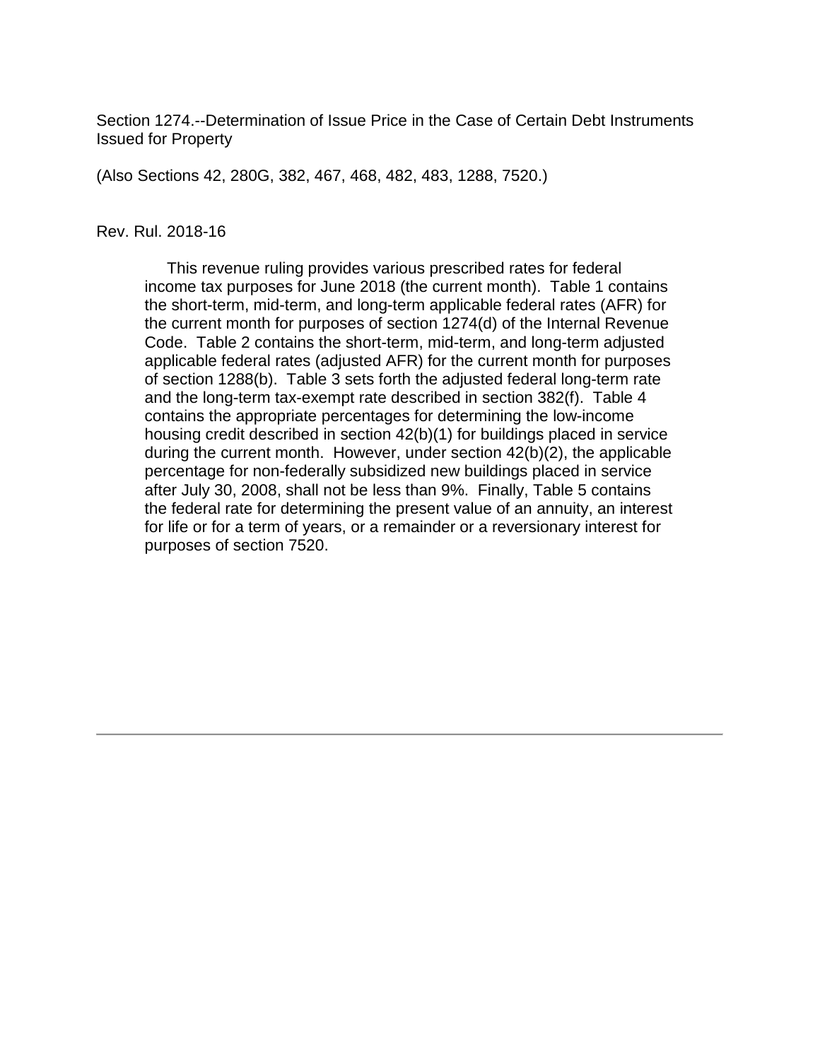Section 1274.--Determination of Issue Price in the Case of Certain Debt Instruments Issued for Property

(Also Sections 42, 280G, 382, 467, 468, 482, 483, 1288, 7520.)

Rev. Rul. 2018-16

This revenue ruling provides various prescribed rates for federal income tax purposes for June 2018 (the current month). Table 1 contains the short-term, mid-term, and long-term applicable federal rates (AFR) for the current month for purposes of section 1274(d) of the Internal Revenue Code. Table 2 contains the short-term, mid-term, and long-term adjusted applicable federal rates (adjusted AFR) for the current month for purposes of section 1288(b). Table 3 sets forth the adjusted federal long-term rate and the long-term tax-exempt rate described in section 382(f). Table 4 contains the appropriate percentages for determining the low-income housing credit described in section 42(b)(1) for buildings placed in service during the current month. However, under section 42(b)(2), the applicable percentage for non-federally subsidized new buildings placed in service after July 30, 2008, shall not be less than 9%. Finally, Table 5 contains the federal rate for determining the present value of an annuity, an interest for life or for a term of years, or a remainder or a reversionary interest for purposes of section 7520.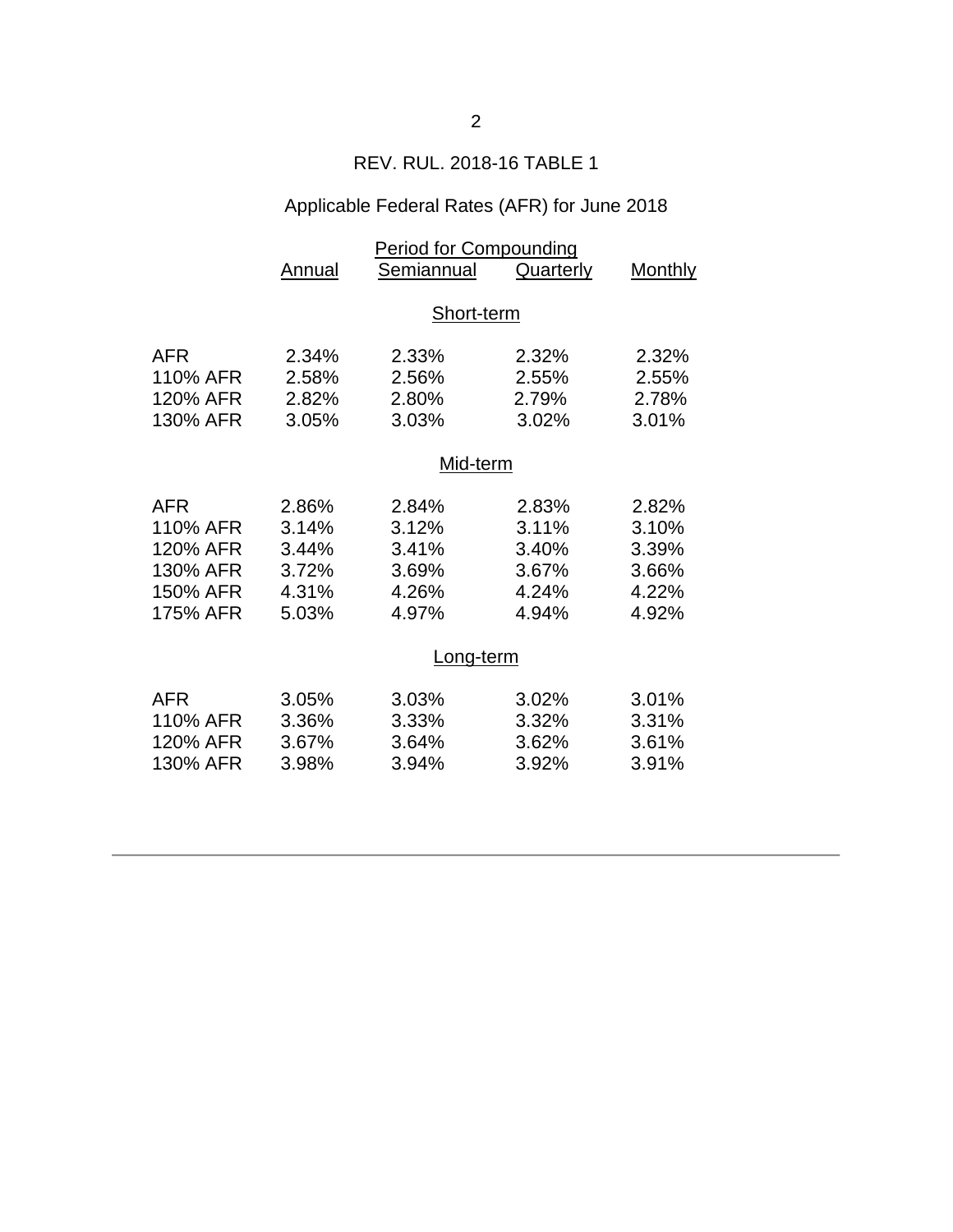## REV. RUL. 2018-16 TABLE 1

### Applicable Federal Rates (AFR) for June 2018

| | Period for Compounding | | | |
|---|---|---|---|---|
| | Annual | Semiannual | Quarterly | Monthly |
| | | **Short-term** | | |
| AFR | 2.34% | 2.33% | 2.32% | 2.32% |
| 110% AFR | 2.58% | 2.56% | 2.55% | 2.55% |
| 120% AFR | 2.82% | 2.80% | 2.79% | 2.78% |
| 130% AFR | 3.05% | 3.03% | 3.02% | 3.01% |
| | | **Mid-term** | | |
| AFR | 2.86% | 2.84% | 2.83% | 2.82% |
| 110% AFR | 3.14% | 3.12% | 3.11% | 3.10% |
| 120% AFR | 3.44% | 3.41% | 3.40% | 3.39% |
| 130% AFR | 3.72% | 3.69% | 3.67% | 3.66% |
| 150% AFR | 4.31% | 4.26% | 4.24% | 4.22% |
| 175% AFR | 5.03% | 4.97% | 4.94% | 4.92% |
| | | **Long-term** | | |
| AFR | 3.05% | 3.03% | 3.02% | 3.01% |
| 110% AFR | 3.36% | 3.33% | 3.32% | 3.31% |
| 120% AFR | 3.67% | 3.64% | 3.62% | 3.61% |
| 130% AFR | 3.98% | 3.94% | 3.92% | 3.91% |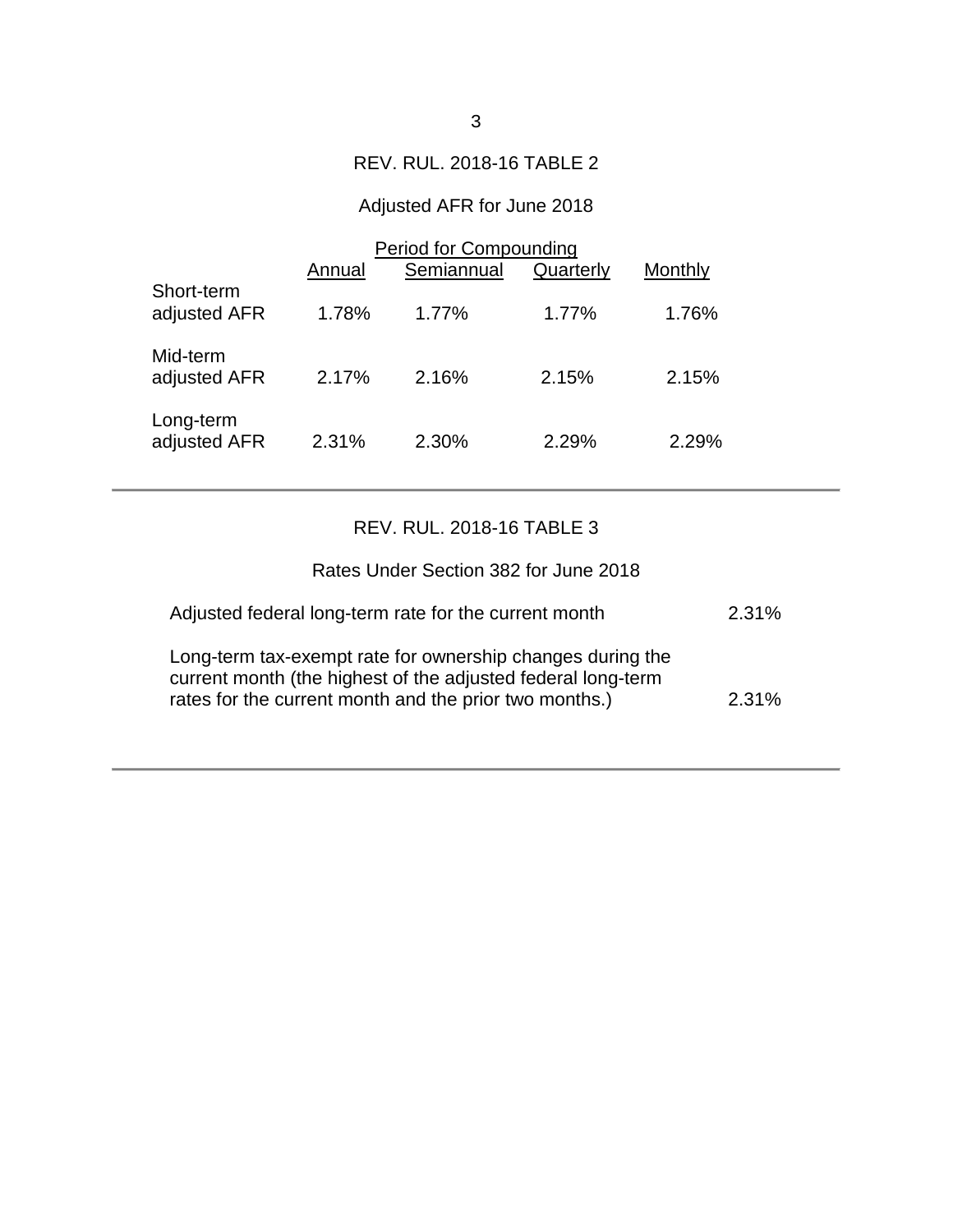REV. RUL. 2018-16 TABLE 2

Adjusted AFR for June 2018

| | Period for Compounding | | | |
|---|---|---|---|---|
| | Annual | Semiannual | Quarterly | Monthly |
| Short-term adjusted AFR | 1.78% | 1.77% | 1.77% | 1.76% |
| Mid-term adjusted AFR | 2.17% | 2.16% | 2.15% | 2.15% |
| Long-term adjusted AFR | 2.31% | 2.30% | 2.29% | 2.29% |

---

REV. RUL. 2018-16 TABLE 3

Rates Under Section 382 for June 2018

| | |
|---|---|
| Adjusted federal long-term rate for the current month | 2.31% |
| Long-term tax-exempt rate for ownership changes during the current month (the highest of the adjusted federal long-term rates for the current month and the prior two months.) | 2.31% |

---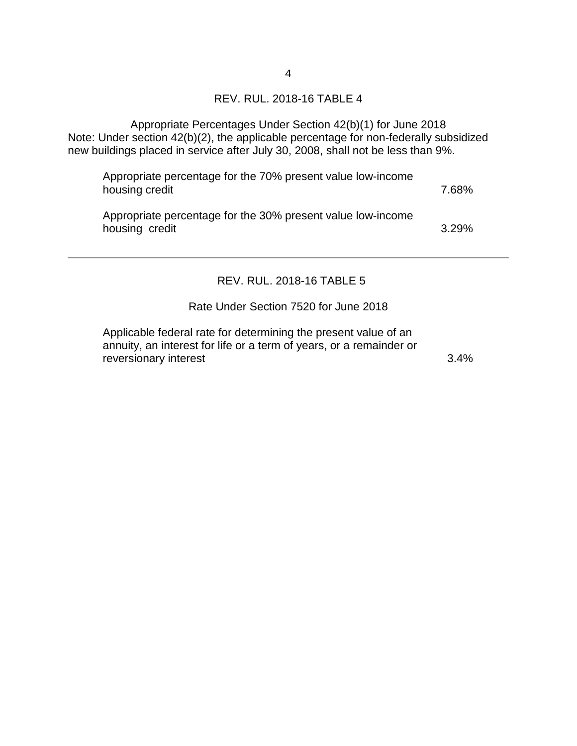## REV. RUL. 2018-16 TABLE 4

Appropriate Percentages Under Section 42(b)(1) for June 2018

Note: Under section 42(b)(2), the applicable percentage for non-federally subsidized new buildings placed in service after July 30, 2008, shall not be less than 9%.

| | |
|---|---|
| Appropriate percentage for the 70% present value low-income housing credit | 7.68% |
| Appropriate percentage for the 30% present value low-income housing credit | 3.29% |

---

## REV. RUL. 2018-16 TABLE 5

Rate Under Section 7520 for June 2018

| | |
|---|---|
| Applicable federal rate for determining the present value of an annuity, an interest for life or a term of years, or a remainder or reversionary interest | 3.4% |